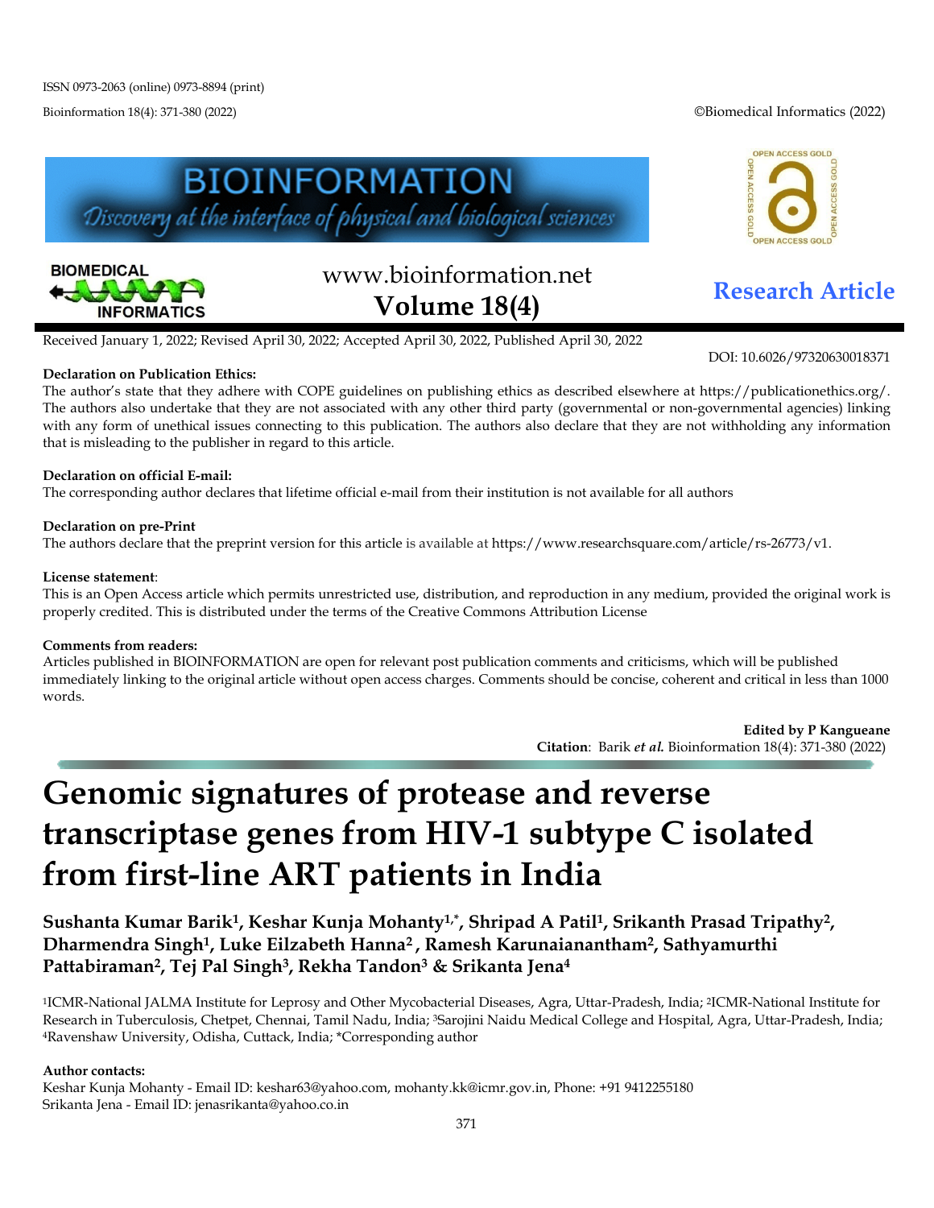ISSN 0973-2063 (online) 0973-8894 (print)

Bioinformation 18(4): 371-380 (2022)

©Biomedical Informatics (2022)

BIOINFORMATION

Discovery at the interface of physical and biological sciences

www.bioinformation.net

**Volume 18(4)**

**Research Article**

Received January 1, 2022; Revised April 30, 2022; Accepted April 30, 2022, Published April 30, 2022

DOI: 10.6026/97320630018371

**Declaration on Publication Ethics:**
The author's state that they adhere with COPE guidelines on publishing ethics as described elsewhere at https://publicationethics.org/. The authors also undertake that they are not associated with any other third party (governmental or non-governmental agencies) linking with any form of unethical issues connecting to this publication. The authors also declare that they are not withholding any information that is misleading to the publisher in regard to this article.

**Declaration on official E-mail:**
The corresponding author declares that lifetime official e-mail from their institution is not available for all authors

**Declaration on pre-Print**
The authors declare that the preprint version for this article is available at https://www.researchsquare.com/article/rs-26773/v1.

**License statement**:
This is an Open Access article which permits unrestricted use, distribution, and reproduction in any medium, provided the original work is properly credited. This is distributed under the terms of the Creative Commons Attribution License

**Comments from readers:**
Articles published in BIOINFORMATION are open for relevant post publication comments and criticisms, which will be published immediately linking to the original article without open access charges. Comments should be concise, coherent and critical in less than 1000 words.

**Edited by P Kangueane**

**Citation**: Barik *et al.* Bioinformation 18(4): 371-380 (2022)

# Genomic signatures of protease and reverse transcriptase genes from HIV-1 subtype C isolated from first-line ART patients in India

**Sushanta Kumar Barik[1], Keshar Kunja Mohanty[1,*], Shripad A Patil[1], Srikanth Prasad Tripathy[2], Dharmendra Singh[1], Luke Eilzabeth Hanna[2], Ramesh Karunaianantham[2], Sathyamurthi Pattabiraman[2], Tej Pal Singh[3], Rekha Tandon[3] & Srikanta Jena[4]**

[1]ICMR-National JALMA Institute for Leprosy and Other Mycobacterial Diseases, Agra, Uttar-Pradesh, India; [2]ICMR-National Institute for Research in Tuberculosis, Chetpet, Chennai, Tamil Nadu, India; [3]Sarojini Naidu Medical College and Hospital, Agra, Uttar-Pradesh, India; [4]Ravenshaw University, Odisha, Cuttack, India; *Corresponding author

**Author contacts:**
Keshar Kunja Mohanty - Email ID: keshar63@yahoo.com, mohanty.kk@icmr.gov.in, Phone: +91 9412255180
Srikanta Jena - Email ID: jenasrikanta@yahoo.co.in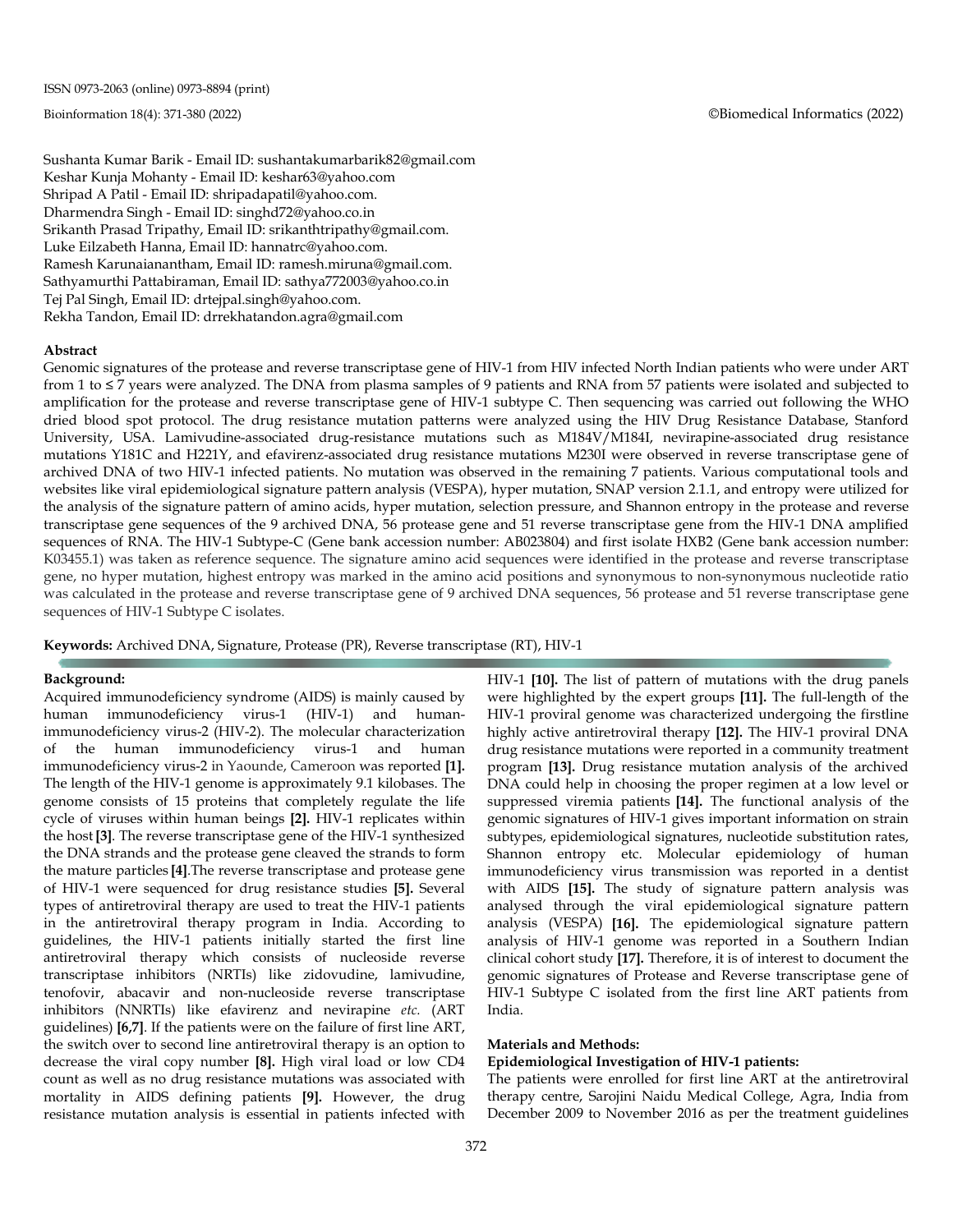Sushanta Kumar Barik - Email ID: sushantakumarbarik82@gmail.com
Keshar Kunja Mohanty - Email ID: keshar63@yahoo.com
Shripad A Patil - Email ID: shripadapatil@yahoo.com.
Dharmendra Singh - Email ID: singhd72@yahoo.co.in
Srikanth Prasad Tripathy, Email ID: srikanthtripathy@gmail.com.
Luke Eilzabeth Hanna, Email ID: hannatrc@yahoo.com.
Ramesh Karunaianantham, Email ID: ramesh.miruna@gmail.com.
Sathyamurthi Pattabiraman, Email ID: sathya772003@yahoo.co.in
Tej Pal Singh, Email ID: drtejpal.singh@yahoo.com.
Rekha Tandon, Email ID: drrekhatandon.agra@gmail.com

## Abstract

Genomic signatures of the protease and reverse transcriptase gene of HIV-1 from HIV infected North Indian patients who were under ART from 1 to ≤ 7 years were analyzed. The DNA from plasma samples of 9 patients and RNA from 57 patients were isolated and subjected to amplification for the protease and reverse transcriptase gene of HIV-1 subtype C. Then sequencing was carried out following the WHO dried blood spot protocol. The drug resistance mutation patterns were analyzed using the HIV Drug Resistance Database, Stanford University, USA. Lamivudine-associated drug-resistance mutations such as M184V/M184I, nevirapine-associated drug resistance mutations Y181C and H221Y, and efavirenz-associated drug resistance mutations M230I were observed in reverse transcriptase gene of archived DNA of two HIV-1 infected patients. No mutation was observed in the remaining 7 patients. Various computational tools and websites like viral epidemiological signature pattern analysis (VESPA), hyper mutation, SNAP version 2.1.1, and entropy were utilized for the analysis of the signature pattern of amino acids, hyper mutation, selection pressure, and Shannon entropy in the protease and reverse transcriptase gene sequences of the 9 archived DNA, 56 protease gene and 51 reverse transcriptase gene from the HIV-1 DNA amplified sequences of RNA. The HIV-1 Subtype-C (Gene bank accession number: AB023804) and first isolate HXB2 (Gene bank accession number: K03455.1) was taken as reference sequence. The signature amino acid sequences were identified in the protease and reverse transcriptase gene, no hyper mutation, highest entropy was marked in the amino acid positions and synonymous to non-synonymous nucleotide ratio was calculated in the protease and reverse transcriptase gene of 9 archived DNA sequences, 56 protease and 51 reverse transcriptase gene sequences of HIV-1 Subtype C isolates.

**Keywords:** Archived DNA, Signature, Protease (PR), Reverse transcriptase (RT), HIV-1

## Background:

Acquired immunodeficiency syndrome (AIDS) is mainly caused by human immunodeficiency virus-1 (HIV-1) and human-immunodeficiency virus-2 (HIV-2). The molecular characterization of the human immunodeficiency virus-1 and human immunodeficiency virus-2 in Yaounde, Cameroon was reported **[1].** The length of the HIV-1 genome is approximately 9.1 kilobases. The genome consists of 15 proteins that completely regulate the life cycle of viruses within human beings **[2].** HIV-1 replicates within the host **[3]**. The reverse transcriptase gene of the HIV-1 synthesized the DNA strands and the protease gene cleaved the strands to form the mature particles **[4]**.The reverse transcriptase and protease gene of HIV-1 were sequenced for drug resistance studies **[5].** Several types of antiretroviral therapy are used to treat the HIV-1 patients in the antiretroviral therapy program in India. According to guidelines, the HIV-1 patients initially started the first line antiretroviral therapy which consists of nucleoside reverse transcriptase inhibitors (NRTIs) like zidovudine, lamivudine, tenofovir, abacavir and non-nucleoside reverse transcriptase inhibitors (NNRTIs) like efavirenz and nevirapine *etc.* (ART guidelines) **[6,7]**. If the patients were on the failure of first line ART, the switch over to second line antiretroviral therapy is an option to decrease the viral copy number **[8].** High viral load or low CD4 count as well as no drug resistance mutations was associated with mortality in AIDS defining patients **[9].** However, the drug resistance mutation analysis is essential in patients infected with HIV-1 **[10].** The list of pattern of mutations with the drug panels were highlighted by the expert groups **[11].** The full-length of the HIV-1 proviral genome was characterized undergoing the firstline highly active antiretroviral therapy **[12].** The HIV-1 proviral DNA drug resistance mutations were reported in a community treatment program **[13].** Drug resistance mutation analysis of the archived DNA could help in choosing the proper regimen at a low level or suppressed viremia patients **[14].** The functional analysis of the genomic signatures of HIV-1 gives important information on strain subtypes, epidemiological signatures, nucleotide substitution rates, Shannon entropy etc. Molecular epidemiology of human immunodeficiency virus transmission was reported in a dentist with AIDS **[15].** The study of signature pattern analysis was analysed through the viral epidemiological signature pattern analysis (VESPA) **[16].** The epidemiological signature pattern analysis of HIV-1 genome was reported in a Southern Indian clinical cohort study **[17].** Therefore, it is of interest to document the genomic signatures of Protease and Reverse transcriptase gene of HIV-1 Subtype C isolated from the first line ART patients from India.

## Materials and Methods:

### Epidemiological Investigation of HIV-1 patients:

The patients were enrolled for first line ART at the antiretroviral therapy centre, Sarojini Naidu Medical College, Agra, India from December 2009 to November 2016 as per the treatment guidelines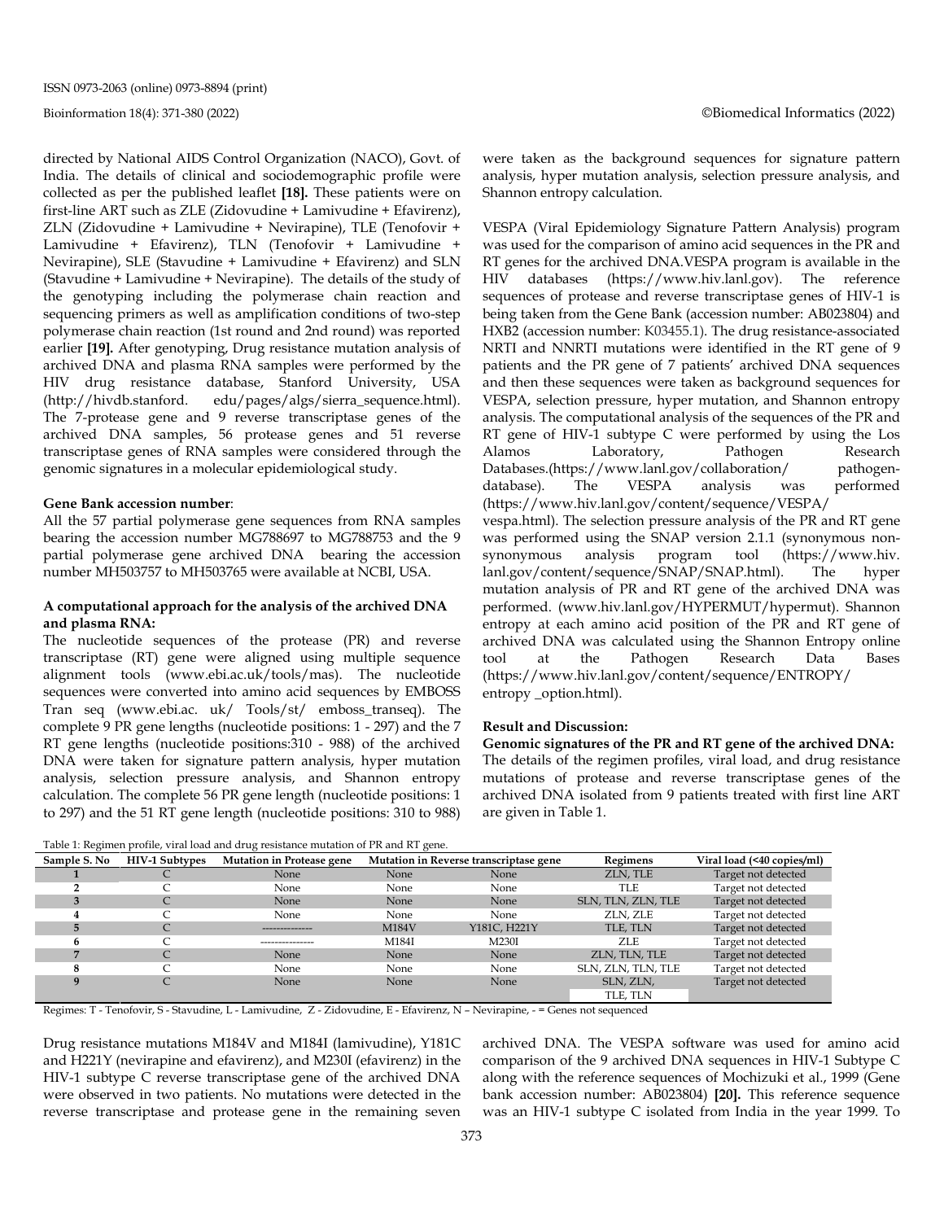directed by National AIDS Control Organization (NACO), Govt. of India. The details of clinical and sociodemographic profile were collected as per the published leaflet **[18].** These patients were on first-line ART such as ZLE (Zidovudine + Lamivudine + Efavirenz), ZLN (Zidovudine + Lamivudine + Nevirapine), TLE (Tenofovir + Lamivudine + Efavirenz), TLN (Tenofovir + Lamivudine + Nevirapine), SLE (Stavudine + Lamivudine + Efavirenz) and SLN (Stavudine + Lamivudine + Nevirapine). The details of the study of the genotyping including the polymerase chain reaction and sequencing primers as well as amplification conditions of two-step polymerase chain reaction (1st round and 2nd round) was reported earlier **[19].** After genotyping, Drug resistance mutation analysis of archived DNA and plasma RNA samples were performed by the HIV drug resistance database, Stanford University, USA (http://hivdb.stanford. edu/pages/algs/sierra_sequence.html). The 7-protease gene and 9 reverse transcriptase genes of the archived DNA samples, 56 protease genes and 51 reverse transcriptase genes of RNA samples were considered through the genomic signatures in a molecular epidemiological study.

#### Gene Bank accession number:

All the 57 partial polymerase gene sequences from RNA samples bearing the accession number MG788697 to MG788753 and the 9 partial polymerase gene archived DNA bearing the accession number MH503757 to MH503765 were available at NCBI, USA.

#### A computational approach for the analysis of the archived DNA and plasma RNA:

The nucleotide sequences of the protease (PR) and reverse transcriptase (RT) gene were aligned using multiple sequence alignment tools (www.ebi.ac.uk/tools/mas). The nucleotide sequences were converted into amino acid sequences by EMBOSS Tran seq (www.ebi.ac. uk/ Tools/st/ emboss_transeq). The complete 9 PR gene lengths (nucleotide positions: 1 - 297) and the 7 RT gene lengths (nucleotide positions:310 - 988) of the archived DNA were taken for signature pattern analysis, hyper mutation analysis, selection pressure analysis, and Shannon entropy calculation. The complete 56 PR gene length (nucleotide positions: 1 to 297) and the 51 RT gene length (nucleotide positions: 310 to 988) were taken as the background sequences for signature pattern analysis, hyper mutation analysis, selection pressure analysis, and Shannon entropy calculation.

VESPA (Viral Epidemiology Signature Pattern Analysis) program was used for the comparison of amino acid sequences in the PR and RT genes for the archived DNA.VESPA program is available in the HIV databases (https://www.hiv.lanl.gov). The reference sequences of protease and reverse transcriptase genes of HIV-1 is being taken from the Gene Bank (accession number: AB023804) and HXB2 (accession number: K03455.1). The drug resistance-associated NRTI and NNRTI mutations were identified in the RT gene of 9 patients and the PR gene of 7 patients' archived DNA sequences and then these sequences were taken as background sequences for VESPA, selection pressure, hyper mutation, and Shannon entropy analysis. The computational analysis of the sequences of the PR and RT gene of HIV-1 subtype C were performed by using the Los Alamos Laboratory, Pathogen Research Databases.(https://www.lanl.gov/collaboration/ pathogen-database). The VESPA analysis was performed (https://www.hiv.lanl.gov/content/sequence/VESPA/ vespa.html). The selection pressure analysis of the PR and RT gene was performed using the SNAP version 2.1.1 (synonymous non-synonymous analysis program tool (https://www.hiv. lanl.gov/content/sequence/SNAP/SNAP.html). The hyper mutation analysis of PR and RT gene of the archived DNA was performed. (www.hiv.lanl.gov/HYPERMUT/hypermut). Shannon entropy at each amino acid position of the PR and RT gene of archived DNA was calculated using the Shannon Entropy online tool at the Pathogen Research Data Bases (https://www.hiv.lanl.gov/content/sequence/ENTROPY/ entropy _option.html).

### Result and Discussion:

#### Genomic signatures of the PR and RT gene of the archived DNA:

The details of the regimen profiles, viral load, and drug resistance mutations of protease and reverse transcriptase genes of the archived DNA isolated from 9 patients treated with first line ART are given in Table 1.

Table 1: Regimen profile, viral load and drug resistance mutation of PR and RT gene.

| Sample S. No | HIV-1 Subtypes | Mutation in Protease gene | Mutation in Reverse transcriptase gene | | Regimens | Viral load (<40 copies/ml) |
|---|---|---|---|---|---|---|
| 1 | C | None | None | None | ZLN, TLE | Target not detected |
| 2 | C | None | None | None | TLE | Target not detected |
| 3 | C | None | None | None | SLN, TLN, ZLN, TLE | Target not detected |
| 4 | C | None | None | None | ZLN, ZLE | Target not detected |
| 5 | C | -------------- | M184V | Y181C, H221Y | TLE, TLN | Target not detected |
| 6 | C | -------------- | M184I | M230I | ZLE | Target not detected |
| 7 | C | None | None | None | ZLN, TLN, TLE | Target not detected |
| 8 | C | None | None | None | SLN, ZLN, TLN, TLE | Target not detected |
| 9 | C | None | None | None | SLN, ZLN, TLE, TLN | Target not detected |

Regimes: T - Tenofovir, S - Stavudine, L - Lamivudine, Z - Zidovudine, E - Efavirenz, N – Nevirapine, - = Genes not sequenced

Drug resistance mutations M184V and M184I (lamivudine), Y181C and H221Y (nevirapine and efavirenz), and M230I (efavirenz) in the HIV-1 subtype C reverse transcriptase gene of the archived DNA were observed in two patients. No mutations were detected in the reverse transcriptase and protease gene in the remaining seven archived DNA. The VESPA software was used for amino acid comparison of the 9 archived DNA sequences in HIV-1 Subtype C along with the reference sequences of Mochizuki et al., 1999 (Gene bank accession number: AB023804) **[20].** This reference sequence was an HIV-1 subtype C isolated from India in the year 1999. To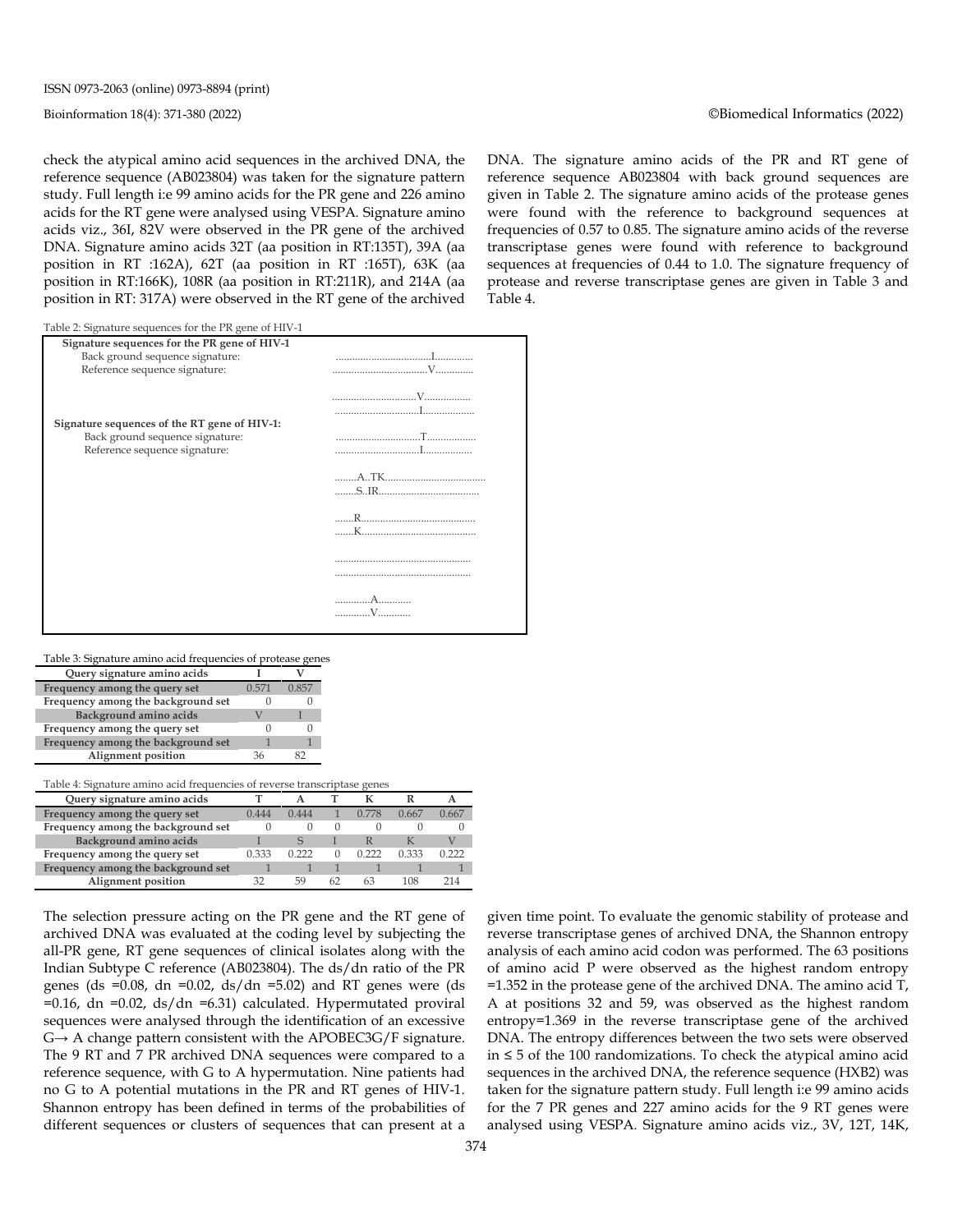check the atypical amino acid sequences in the archived DNA, the reference sequence (AB023804) was taken for the signature pattern study. Full length i:e 99 amino acids for the PR gene and 226 amino acids for the RT gene were analysed using VESPA. Signature amino acids viz., 36I, 82V were observed in the PR gene of the archived DNA. Signature amino acids 32T (aa position in RT:135T), 39A (aa position in RT :162A), 62T (aa position in RT :165T), 63K (aa position in RT:166K), 108R (aa position in RT:211R), and 214A (aa position in RT: 317A) were observed in the RT gene of the archived DNA. The signature amino acids of the PR and RT gene of reference sequence AB023804 with back ground sequences are given in Table 2. The signature amino acids of the protease genes were found with the reference to background sequences at frequencies of 0.57 to 0.85. The signature amino acids of the reverse transcriptase genes were found with reference to background sequences at frequencies of 0.44 to 1.0. The signature frequency of protease and reverse transcriptase genes are given in Table 3 and Table 4.

Table 2: Signature sequences for the PR gene of HIV-1

| | |
|---|---|
| **Signature sequences for the PR gene of HIV-1** | |
| Back ground sequence signature: | ....................................I.............. |
| Reference sequence signature: | ....................................V.............. |
| | ...............................V................. |
| | ...............................I................... |
| **Signature sequences of the RT gene of HIV-1:** | |
| Back ground sequence signature: | ...............................T.................. |
| Reference sequence signature: | ...............................I.................. |
| | ........A..TK..................................... |
| | ........S..IR..................................... |
| | .......R.......................................... |
| | .......K.......................................... |
| | .................................................. |
| | .................................................. |
| | .............A............ |
| | .............V............ |

Table 3: Signature amino acid frequencies of protease genes

| Query signature amino acids | I | V |
|---|---|---|
| Frequency among the query set | 0.571 | 0.857 |
| Frequency among the background set | 0 | 0 |
| Background amino acids | V | I |
| Frequency among the query set | 0 | 0 |
| Frequency among the background set | 1 | 1 |
| Alignment position | 36 | 82 |

Table 4: Signature amino acid frequencies of reverse transcriptase genes

| Query signature amino acids | T | A | T | K | R | A |
|---|---|---|---|---|---|---|
| Frequency among the query set | 0.444 | 0.444 | 1 | 0.778 | 0.667 | 0.667 |
| Frequency among the background set | 0 | 0 | 0 | 0 | 0 | 0 |
| Background amino acids | I | S | I | R | K | V |
| Frequency among the query set | 0.333 | 0.222 | 0 | 0.222 | 0.333 | 0.222 |
| Frequency among the background set | 1 | 1 | 1 | 1 | 1 | 1 |
| Alignment position | 32 | 59 | 62 | 63 | 108 | 214 |

The selection pressure acting on the PR gene and the RT gene of archived DNA was evaluated at the coding level by subjecting the all-PR gene, RT gene sequences of clinical isolates along with the Indian Subtype C reference (AB023804). The ds/dn ratio of the PR genes (ds =0.08, dn =0.02, ds/dn =5.02) and RT genes were (ds =0.16, dn =0.02, ds/dn =6.31) calculated. Hypermutated proviral sequences were analysed through the identification of an excessive G→ A change pattern consistent with the APOBEC3G/F signature. The 9 RT and 7 PR archived DNA sequences were compared to a reference sequence, with G to A hypermutation. Nine patients had no G to A potential mutations in the PR and RT genes of HIV-1. Shannon entropy has been defined in terms of the probabilities of different sequences or clusters of sequences that can present at a given time point. To evaluate the genomic stability of protease and reverse transcriptase genes of archived DNA, the Shannon entropy analysis of each amino acid codon was performed. The 63 positions of amino acid P were observed as the highest random entropy =1.352 in the protease gene of the archived DNA. The amino acid T, A at positions 32 and 59, was observed as the highest random entropy=1.369 in the reverse transcriptase gene of the archived DNA. The entropy differences between the two sets were observed in ≤ 5 of the 100 randomizations. To check the atypical amino acid sequences in the archived DNA, the reference sequence (HXB2) was taken for the signature pattern study. Full length i:e 99 amino acids for the 7 PR genes and 227 amino acids for the 9 RT genes were analysed using VESPA. Signature amino acids viz., 3V, 12T, 14K,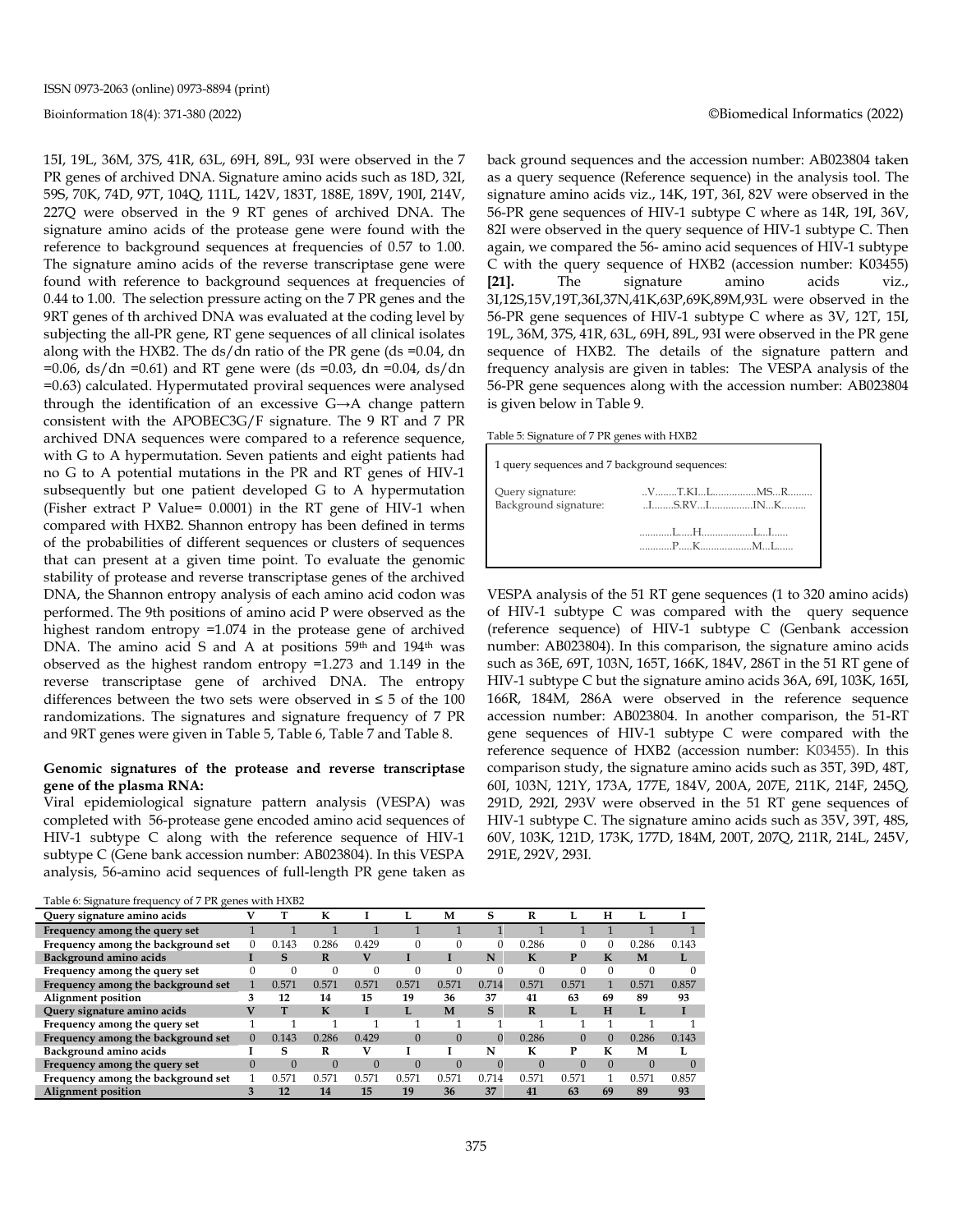15I, 19L, 36M, 37S, 41R, 63L, 69H, 89L, 93I were observed in the 7 PR genes of archived DNA. Signature amino acids such as 18D, 32I, 59S, 70K, 74D, 97T, 104Q, 111L, 142V, 183T, 188E, 189V, 190I, 214V, 227Q were observed in the 9 RT genes of archived DNA. The signature amino acids of the protease gene were found with the reference to background sequences at frequencies of 0.57 to 1.00. The signature amino acids of the reverse transcriptase gene were found with reference to background sequences at frequencies of 0.44 to 1.00. The selection pressure acting on the 7 PR genes and the 9RT genes of th archived DNA was evaluated at the coding level by subjecting the all-PR gene, RT gene sequences of all clinical isolates along with the HXB2. The ds/dn ratio of the PR gene (ds =0.04, dn =0.06, ds/dn =0.61) and RT gene were (ds =0.03, dn =0.04, ds/dn =0.63) calculated. Hypermutated proviral sequences were analysed through the identification of an excessive G→A change pattern consistent with the APOBEC3G/F signature. The 9 RT and 7 PR archived DNA sequences were compared to a reference sequence, with G to A hypermutation. Seven patients and eight patients had no G to A potential mutations in the PR and RT genes of HIV-1 subsequently but one patient developed G to A hypermutation (Fisher extract P Value= 0.0001) in the RT gene of HIV-1 when compared with HXB2. Shannon entropy has been defined in terms of the probabilities of different sequences or clusters of sequences that can present at a given time point. To evaluate the genomic stability of protease and reverse transcriptase genes of the archived DNA, the Shannon entropy analysis of each amino acid codon was performed. The 9th positions of amino acid P were observed as the highest random entropy =1.074 in the protease gene of archived DNA. The amino acid S and A at positions 59th and 194th was observed as the highest random entropy =1.273 and 1.149 in the reverse transcriptase gene of archived DNA. The entropy differences between the two sets were observed in ≤ 5 of the 100 randomizations. The signatures and signature frequency of 7 PR and 9RT genes were given in Table 5, Table 6, Table 7 and Table 8.

### Genomic signatures of the protease and reverse transcriptase gene of the plasma RNA:

Viral epidemiological signature pattern analysis (VESPA) was completed with 56-protease gene encoded amino acid sequences of HIV-1 subtype C along with the reference sequence of HIV-1 subtype C (Gene bank accession number: AB023804). In this VESPA analysis, 56-amino acid sequences of full-length PR gene taken as back ground sequences and the accession number: AB023804 taken as a query sequence (Reference sequence) in the analysis tool. The signature amino acids viz., 14K, 19T, 36I, 82V were observed in the 56-PR gene sequences of HIV-1 subtype C where as 14R, 19I, 36V, 82I were observed in the query sequence of HIV-1 subtype C. Then again, we compared the 56- amino acid sequences of HIV-1 subtype C with the query sequence of HXB2 (accession number: K03455) **[21].** The signature amino acids viz., 3I,12S,15V,19T,36I,37N,41K,63P,69K,89M,93L were observed in the 56-PR gene sequences of HIV-1 subtype C where as 3V, 12T, 15I, 19L, 36M, 37S, 41R, 63L, 69H, 89L, 93I were observed in the PR gene sequence of HXB2. The details of the signature pattern and frequency analysis are given in tables: The VESPA analysis of the 56-PR gene sequences along with the accession number: AB023804 is given below in Table 9.

Table 5: Signature of 7 PR genes with HXB2

```
1 query sequences and 7 background sequences:

Query signature:        ..V........T.KI...L................MS...R.........
Background signature:   ..I........S.RV...I................IN...K.........

                        ............L.....H...................L...I......
                        ............P.....K...................M...L......
```

VESPA analysis of the 51 RT gene sequences (1 to 320 amino acids) of HIV-1 subtype C was compared with the query sequence (reference sequence) of HIV-1 subtype C (Genbank accession number: AB023804). In this comparison, the signature amino acids such as 36E, 69T, 103N, 165T, 166K, 184V, 286T in the 51 RT gene of HIV-1 subtype C but the signature amino acids 36A, 69I, 103K, 165I, 166R, 184M, 286A were observed in the reference sequence accession number: AB023804. In another comparison, the 51-RT gene sequences of HIV-1 subtype C were compared with the reference sequence of HXB2 (accession number: K03455). In this comparison study, the signature amino acids such as 35T, 39D, 48T, 60I, 103N, 121Y, 173A, 177E, 184V, 200A, 207E, 211K, 214F, 245Q, 291D, 292I, 293V were observed in the 51 RT gene sequences of HIV-1 subtype C. The signature amino acids such as 35V, 39T, 48S, 60V, 103K, 121D, 173K, 177D, 184M, 200T, 207Q, 211R, 214L, 245V, 291E, 292V, 293I.

Table 6: Signature frequency of 7 PR genes with HXB2

| Query signature amino acids | V | T | K | I | L | M | S | R | L | H | L | I |
|---|---|---|---|---|---|---|---|---|---|---|---|---|
| Frequency among the query set | 1 | 1 | 1 | 1 | 1 | 1 | 1 | 1 | 1 | 1 | 1 | 1 |
| Frequency among the background set | 0 | 0.143 | 0.286 | 0.429 | 0 | 0 | 0 | 0.286 | 0 | 0 | 0.286 | 0.143 |
| Background amino acids | I | S | R | V | I | I | N | K | P | K | M | L |
| Frequency among the query set | 0 | 0 | 0 | 0 | 0 | 0 | 0 | 0 | 0 | 0 | 0 | 0 |
| Frequency among the background set | 1 | 0.571 | 0.571 | 0.571 | 0.571 | 0.571 | 0.714 | 0.571 | 0.571 | 1 | 0.571 | 0.857 |
| Alignment position | 3 | 12 | 14 | 15 | 19 | 36 | 37 | 41 | 63 | 69 | 89 | 93 |
| Query signature amino acids | V | T | K | I | L | M | S | R | L | H | L | I |
| Frequency among the query set | 1 | 1 | 1 | 1 | 1 | 1 | 1 | 1 | 1 | 1 | 1 | 1 |
| Frequency among the background set | 0 | 0.143 | 0.286 | 0.429 | 0 | 0 | 0 | 0.286 | 0 | 0 | 0.286 | 0.143 |
| Background amino acids | I | S | R | V | I | I | N | K | P | K | M | L |
| Frequency among the query set | 0 | 0 | 0 | 0 | 0 | 0 | 0 | 0 | 0 | 0 | 0 | 0 |
| Frequency among the background set | 1 | 0.571 | 0.571 | 0.571 | 0.571 | 0.571 | 0.714 | 0.571 | 0.571 | 1 | 0.571 | 0.857 |
| Alignment position | 3 | 12 | 14 | 15 | 19 | 36 | 37 | 41 | 63 | 69 | 89 | 93 |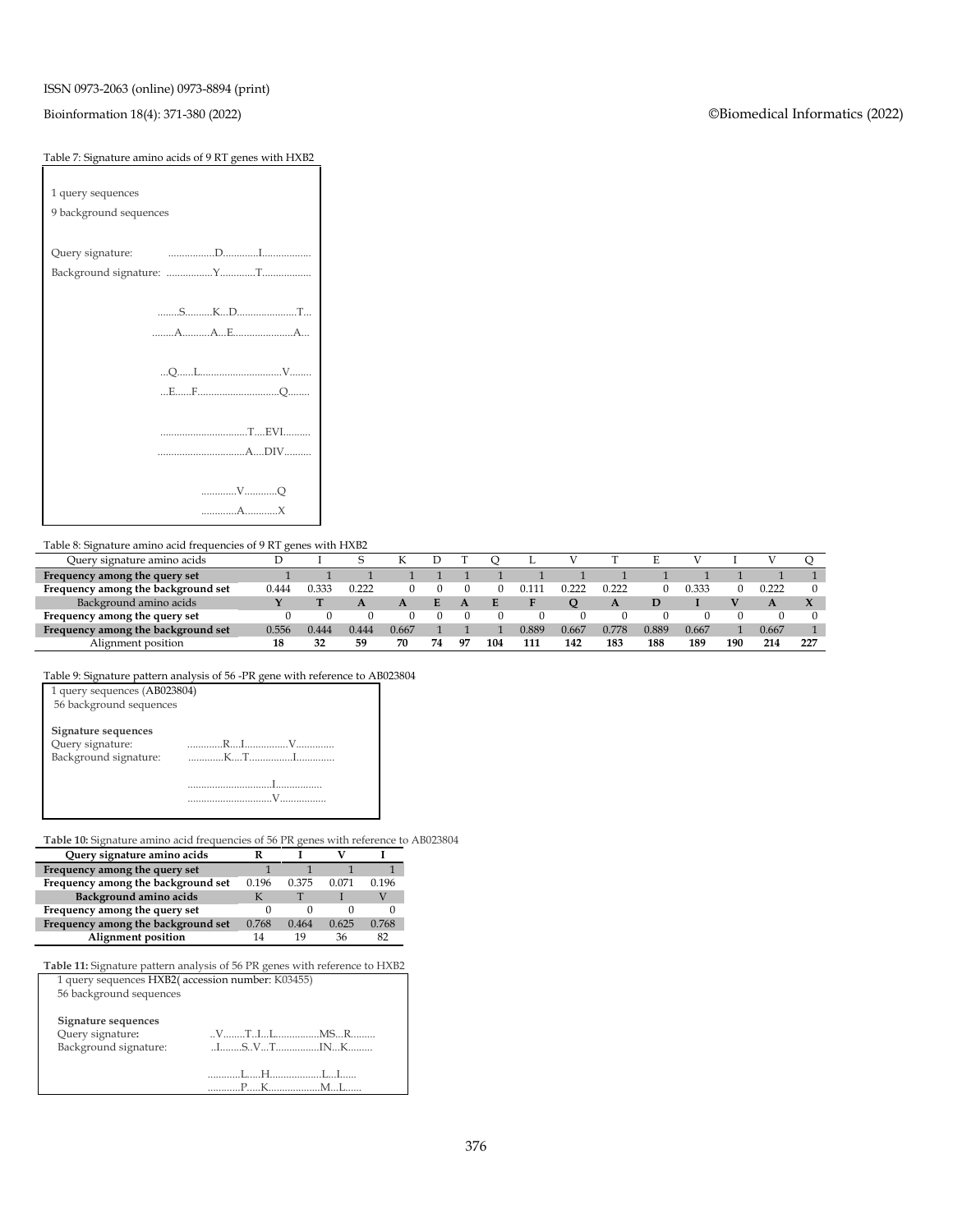Table 7: Signature amino acids of 9 RT genes with HXB2

```
1 query sequences
9 background sequences

Query signature:        .................D.............I..................
Background signature:   .................Y.............T..................

                        ........S..........K...D......................T...
                        ........A..........A...E......................A...

                        ...Q......L...............................V........
                        ...E......F...............................Q........

                        ................................T....EVI..........
                        ................................A....DIV..........

                        .............V............Q
                        .............A............X
```

Table 8: Signature amino acid frequencies of 9 RT genes with HXB2

| Query signature amino acids | D | I | S | K | D | T | Q | L | V | T | E | V | I | V | Q |
|---|---|---|---|---|---|---|---|---|---|---|---|---|---|---|---|
| **Frequency among the query set** | 1 | 1 | 1 | 1 | 1 | 1 | 1 | 1 | 1 | 1 | 1 | 1 | 1 | 1 | 1 |
| **Frequency among the background set** | 0.444 | 0.333 | 0.222 | 0 | 0 | 0 | 0 | 0.111 | 0.222 | 0.222 | 0 | 0.333 | 0 | 0.222 | 0 |
| Background amino acids | **Y** | **T** | **A** | **A** | **E** | **A** | **E** | **F** | **Q** | **A** | **D** | **I** | **V** | **A** | **X** |
| **Frequency among the query set** | 0 | 0 | 0 | 0 | 0 | 0 | 0 | 0 | 0 | 0 | 0 | 0 | 0 | 0 | 0 |
| **Frequency among the background set** | 0.556 | 0.444 | 0.444 | 0.667 | 1 | 1 | 1 | 0.889 | 0.667 | 0.778 | 0.889 | 0.667 | 1 | 0.667 | 1 |
| Alignment position | **18** | **32** | **59** | **70** | **74** | **97** | **104** | **111** | **142** | **183** | **188** | **189** | **190** | **214** | **227** |

Table 9: Signature pattern analysis of 56 -PR gene with reference to AB023804

```
1 query sequences (AB023804)
56 background sequences

Signature sequences
Query signature:        .............R....I................V..............
Background signature:   .............K....T................I..............

                        ...............................I.................
                        ...............................V.................
```

**Table 10:** Signature amino acid frequencies of 56 PR genes with reference to AB023804

| Query signature amino acids | R | I | V | I |
|---|---|---|---|---|
| **Frequency among the query set** | 1 | 1 | 1 | 1 |
| **Frequency among the background set** | 0.196 | 0.375 | 0.071 | 0.196 |
| **Background amino acids** | K | T | I | V |
| **Frequency among the query set** | 0 | 0 | 0 | 0 |
| **Frequency among the background set** | 0.768 | 0.464 | 0.625 | 0.768 |
| **Alignment position** | 14 | 19 | 36 | 82 |

**Table 11:** Signature pattern analysis of 56 PR genes with reference to HXB2

```
1 query sequences HXB2( accession number: K03455)
56 background sequences

Signature sequences
Query signature:        ..V........T...I....L................MS...R.........
Background signature:   ..I........S...V....T................IN...K.........

                        ............L.....H...................L...I......
                        ............P.....K...................M...L......
```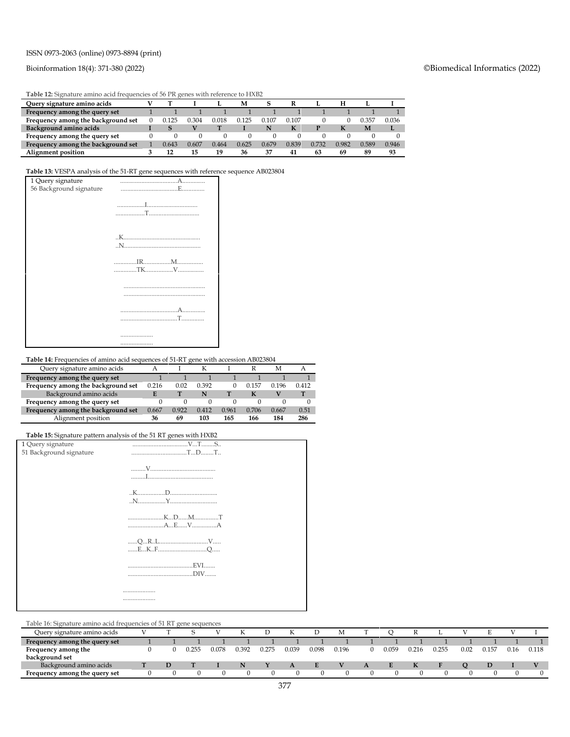**Table 12:** Signature amino acid frequencies of 56 PR genes with reference to HXB2

| Query signature amino acids | V | T | I | L | M | S | R | L | H | L | I |
|---|---|---|---|---|---|---|---|---|---|---|---|
| **Frequency among the query set** | 1 | 1 | 1 | 1 | 1 | 1 | 1 | 1 | 1 | 1 | 1 |
| **Frequency among the background set** | 0 | 0.125 | 0.304 | 0.018 | 0.125 | 0.107 | 0.107 | 0 | 0 | 0.357 | 0.036 |
| **Background amino acids** | **I** | **S** | **V** | **T** | **I** | **N** | **K** | **P** | **K** | **M** | **L** |
| **Frequency among the query set** | 0 | 0 | 0 | 0 | 0 | 0 | 0 | 0 | 0 | 0 | 0 |
| **Frequency among the background set** | 1 | 0.643 | 0.607 | 0.464 | 0.625 | 0.679 | 0.839 | 0.732 | 0.982 | 0.589 | 0.946 |
| **Alignment position** | **3** | **12** | **15** | **19** | **36** | **37** | **41** | **63** | **69** | **89** | **93** |

**Table 13:** VESPA analysis of the 51-RT gene sequences with reference sequence AB023804

```
1 Query signature          ..................................A.............
56 Background signature    ..................................E.............

                           ................I...............................
                           .................T..............................

                           ..K.............................................
                           ..N.............................................

                           .............IR................M................
                           .............TK................V................

                           ..............................................
                           ..............................................

                           ...................................A.............
                           ...................................T.............

                           ....................
                           ....................
```

**Table 14:** Frequencies of amino acid sequences of 51-RT gene with accession AB023804

| Query signature amino acids | A | I | K | I | R | M | A |
|---|---|---|---|---|---|---|---|
| **Frequency among the query set** | 1 | 1 | 1 | 1 | 1 | 1 | 1 |
| **Frequency among the background set** | 0.216 | 0.02 | 0.392 | 0 | 0.157 | 0.196 | 0.412 |
| Background amino acids | **E** | **T** | **N** | **T** | **K** | **V** | **T** |
| **Frequency among the query set** | 0 | 0 | 0 | 0 | 0 | 0 | 0 |
| **Frequency among the background set** | 0.667 | 0.922 | 0.412 | 0.961 | 0.706 | 0.667 | 0.51 |
| Alignment position | **36** | **69** | **103** | **165** | **166** | **184** | **286** |

**Table 15:** Signature pattern analysis of the 51 RT genes with HXB2

```
1 Query signature          ..................................V...T........S..
51 Background signature    ..................................T...D........T..

                           .........V........................................
                           .........I........................................

                           ..K.................D.............................
                           ..N.................Y.............................

                           ......................K...D......M...............T
                           ......................A...E......V...............A

                           ......Q...R..L...............................V.....
                           ......E...K..F...............................Q.....

                           ........................................EVI.......
                           ........................................DIV.......

                           ....................
                           ....................
```

Table 16: Signature amino acid frequencies of 51 RT gene sequences

| Query signature amino acids | V | T | S | V | K | D | K | D | M | T | Q | R | L | V | E | V | I |
|---|---|---|---|---|---|---|---|---|---|---|---|---|---|---|---|---|---|
| **Frequency among the query set** | 1 | 1 | 1 | 1 | 1 | 1 | 1 | 1 | 1 | 1 | 1 | 1 | 1 | 1 | 1 | 1 | 1 |
| **Frequency among the background set** | 0 | 0 | 0.255 | 0.078 | 0.392 | 0.275 | 0.039 | 0.098 | 0.196 | 0 | 0.059 | 0.216 | 0.255 | 0.02 | 0.157 | 0.16 | 0.118 |
| Background amino acids | **T** | **D** | **T** | **I** | **N** | **Y** | **A** | **E** | **V** | **A** | **E** | **K** | **F** | **Q** | **D** | **I** | **V** |
| **Frequency among the query set** | 0 | 0 | 0 | 0 | 0 | 0 | 0 | 0 | 0 | 0 | 0 | 0 | 0 | 0 | 0 | 0 | 0 |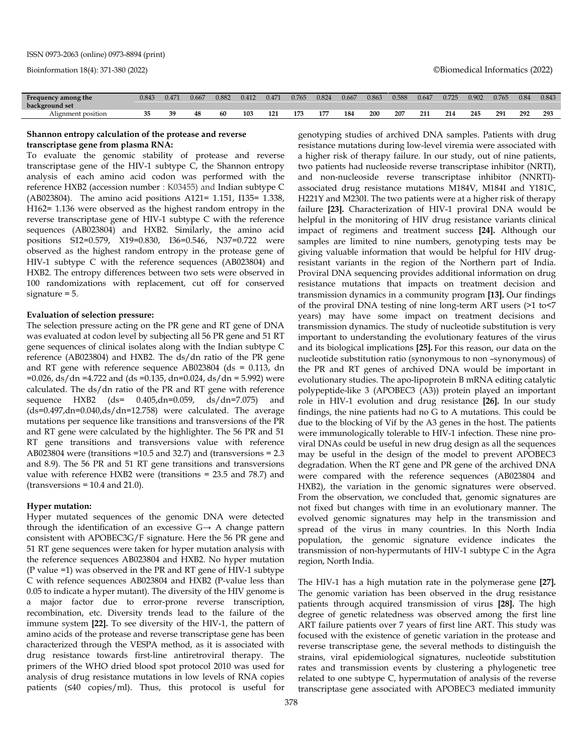| Frequency among the background set | 0.843 | 0.471 | 0.667 | 0.882 | 0.412 | 0.471 | 0.765 | 0.824 | 0.667 | 0.863 | 0.588 | 0.647 | 0.725 | 0.902 | 0.765 | 0.84 | 0.843 |
|---|---|---|---|---|---|---|---|---|---|---|---|---|---|---|---|---|---|
| Alignment position | **35** | **39** | **48** | **60** | **103** | **121** | **173** | **177** | **184** | **200** | **207** | **211** | **214** | **245** | **291** | **292** | **293** |

**Shannon entropy calculation of the protease and reverse transcriptase gene from plasma RNA:**

To evaluate the genomic stability of protease and reverse transcriptase gene of the HIV-1 subtype C, the Shannon entropy analysis of each amino acid codon was performed with the reference HXB2 (accession number : K03455) and Indian subtype C (AB023804). The amino acid positions A121= 1.151, I135= 1.338, H162= 1.136 were observed as the highest random entropy in the reverse transcriptase gene of HIV-1 subtype C with the reference sequences (AB023804) and HXB2. Similarly, the amino acid positions S12=0.579, X19=0.830, I36=0.546, N37=0.722 were observed as the highest random entropy in the protease gene of HIV-1 subtype C with the reference sequences (AB023804) and HXB2. The entropy differences between two sets were observed in 100 randomizations with replacement, cut off for conserved signature = 5.

**Evaluation of selection pressure:**

The selection pressure acting on the PR gene and RT gene of DNA was evaluated at codon level by subjecting all 56 PR gene and 51 RT gene sequences of clinical isolates along with the Indian subtype C reference (AB023804) and HXB2. The ds/dn ratio of the PR gene and RT gene with reference sequence AB023804 (ds = 0.113, dn =0.026, ds/dn =4.722 and (ds =0.135, dn=0.024, ds/dn = 5.992) were calculated. The ds/dn ratio of the PR and RT gene with reference sequence HXB2 (ds= 0.405,dn=0.059, ds/dn=7.075) and (ds=0.497,dn=0.040,ds/dn=12.758) were calculated. The average mutations per sequence like transitions and transversions of the PR and RT gene were calculated by the highlighter. The 56 PR and 51 RT gene transitions and transversions value with reference AB023804 were (transitions =10.5 and 32.7) and (transversions = 2.3 and 8.9). The 56 PR and 51 RT gene transitions and transversions value with reference HXB2 were (transitions = 23.5 and 78.7) and (transversions = 10.4 and 21.0).

**Hyper mutation:**

Hyper mutated sequences of the genomic DNA were detected through the identification of an excessive G→ A change pattern consistent with APOBEC3G/F signature. Here the 56 PR gene and 51 RT gene sequences were taken for hyper mutation analysis with the reference sequences AB023804 and HXB2. No hyper mutation (P value =1) was observed in the PR and RT gene of HIV-1 subtype C with refence sequences AB023804 and HXB2 (P-value less than 0.05 to indicate a hyper mutant). The diversity of the HIV genome is a major factor due to error-prone reverse transcription, recombination, etc. Diversity trends lead to the failure of the immune system **[22].** To see diversity of the HIV-1, the pattern of amino acids of the protease and reverse transcriptase gene has been characterized through the VESPA method, as it is associated with drug resistance towards first-line antiretroviral therapy. The primers of the WHO dried blood spot protocol 2010 was used for analysis of drug resistance mutations in low levels of RNA copies patients (≤40 copies/ml). Thus, this protocol is useful for genotyping studies of archived DNA samples. Patients with drug resistance mutations during low-level viremia were associated with a higher risk of therapy failure. In our study, out of nine patients, two patients had nucleoside reverse transcriptase inhibitor (NRTI), and non-nucleoside reverse transcriptase inhibitor (NNRTI)-associated drug resistance mutations M184V, M184I and Y181C, H221Y and M230I. The two patients were at a higher risk of therapy failure **[23].** Characterization of HIV-1 proviral DNA would be helpful in the monitoring of HIV drug resistance variants clinical impact of regimens and treatment success **[24].** Although our samples are limited to nine numbers, genotyping tests may be giving valuable information that would be helpful for HIV drug-resistant variants in the region of the Northern part of India. Proviral DNA sequencing provides additional information on drug resistance mutations that impacts on treatment decision and transmission dynamics in a community program **[13].** Our findings of the proviral DNA testing of nine long-term ART users (>1 to<7 years) may have some impact on treatment decisions and transmission dynamics. The study of nucleotide substitution is very important to understanding the evolutionary features of the virus and its biological implications **[25].** For this reason, our data on the nucleotide substitution ratio (synonymous to non –synonymous) of the PR and RT genes of archived DNA would be important in evolutionary studies. The apo-lipoprotein B mRNA editing catalytic polypeptide-like 3 (APOBEC3 (A3)) protein played an important role in HIV-1 evolution and drug resistance **[26].** In our study findings, the nine patients had no G to A mutations. This could be due to the blocking of Vif by the A3 genes in the host. The patients were immunologically tolerable to HIV-1 infection. These nine pro-viral DNAs could be useful in new drug design as all the sequences may be useful in the design of the model to prevent APOBEC3 degradation. When the RT gene and PR gene of the archived DNA were compared with the reference sequences (AB023804 and HXB2), the variation in the genomic signatures were observed. From the observation, we concluded that, genomic signatures are not fixed but changes with time in an evolutionary manner. The evolved genomic signatures may help in the transmission and spread of the virus in many countries. In this North India population, the genomic signature evidence indicates the transmission of non-hypermutants of HIV-1 subtype C in the Agra region, North India.

The HIV-1 has a high mutation rate in the polymerase gene **[27].** The genomic variation has been observed in the drug resistance patients through acquired transmission of virus **[28].** The high degree of genetic relatedness was observed among the first line ART failure patients over 7 years of first line ART. This study was focused with the existence of genetic variation in the protease and reverse transcriptase gene, the several methods to distinguish the strains, viral epidemiological signatures, nucleotide substitution rates and transmission events by clustering a phylogenetic tree related to one subtype C, hypermutation of analysis of the reverse transcriptase gene associated with APOBEC3 mediated immunity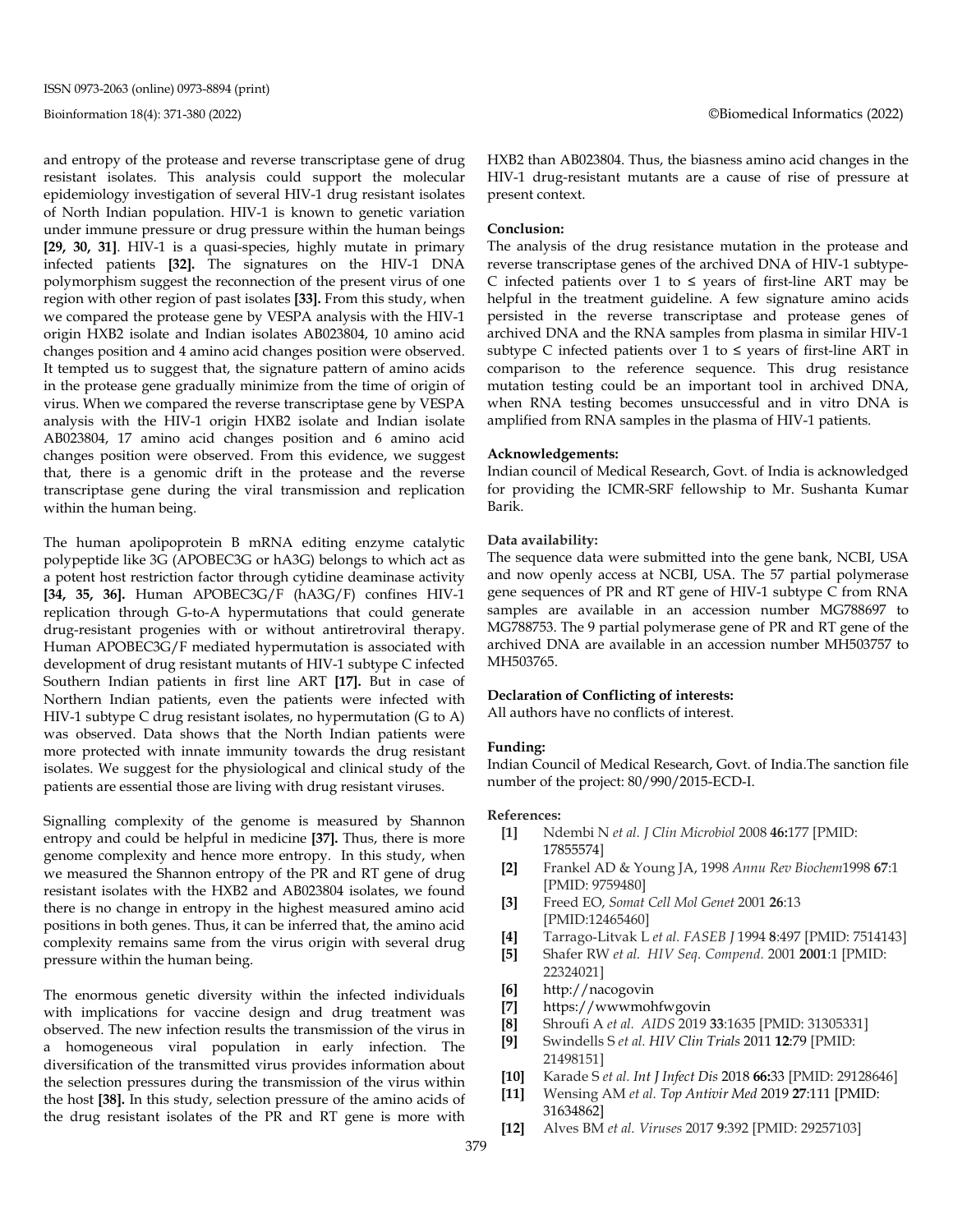and entropy of the protease and reverse transcriptase gene of drug resistant isolates. This analysis could support the molecular epidemiology investigation of several HIV-1 drug resistant isolates of North Indian population. HIV-1 is known to genetic variation under immune pressure or drug pressure within the human beings **[29, 30, 31]**. HIV-1 is a quasi-species, highly mutate in primary infected patients **[32].** The signatures on the HIV-1 DNA polymorphism suggest the reconnection of the present virus of one region with other region of past isolates **[33].** From this study, when we compared the protease gene by VESPA analysis with the HIV-1 origin HXB2 isolate and Indian isolates AB023804, 10 amino acid changes position and 4 amino acid changes position were observed. It tempted us to suggest that, the signature pattern of amino acids in the protease gene gradually minimize from the time of origin of virus. When we compared the reverse transcriptase gene by VESPA analysis with the HIV-1 origin HXB2 isolate and Indian isolate AB023804, 17 amino acid changes position and 6 amino acid changes position were observed. From this evidence, we suggest that, there is a genomic drift in the protease and the reverse transcriptase gene during the viral transmission and replication within the human being.

The human apolipoprotein B mRNA editing enzyme catalytic polypeptide like 3G (APOBEC3G or hA3G) belongs to which act as a potent host restriction factor through cytidine deaminase activity **[34, 35, 36].** Human APOBEC3G/F (hA3G/F) confines HIV-1 replication through G-to-A hypermutations that could generate drug-resistant progenies with or without antiretroviral therapy. Human APOBEC3G/F mediated hypermutation is associated with development of drug resistant mutants of HIV-1 subtype C infected Southern Indian patients in first line ART **[17].** But in case of Northern Indian patients, even the patients were infected with HIV-1 subtype C drug resistant isolates, no hypermutation (G to A) was observed. Data shows that the North Indian patients were more protected with innate immunity towards the drug resistant isolates. We suggest for the physiological and clinical study of the patients are essential those are living with drug resistant viruses.

Signalling complexity of the genome is measured by Shannon entropy and could be helpful in medicine **[37].** Thus, there is more genome complexity and hence more entropy. In this study, when we measured the Shannon entropy of the PR and RT gene of drug resistant isolates with the HXB2 and AB023804 isolates, we found there is no change in entropy in the highest measured amino acid positions in both genes. Thus, it can be inferred that, the amino acid complexity remains same from the virus origin with several drug pressure within the human being.

The enormous genetic diversity within the infected individuals with implications for vaccine design and drug treatment was observed. The new infection results the transmission of the virus in a homogeneous viral population in early infection. The diversification of the transmitted virus provides information about the selection pressures during the transmission of the virus within the host **[38].** In this study, selection pressure of the amino acids of the drug resistant isolates of the PR and RT gene is more with HXB2 than AB023804. Thus, the biasness amino acid changes in the HIV-1 drug-resistant mutants are a cause of rise of pressure at present context.

### Conclusion:

The analysis of the drug resistance mutation in the protease and reverse transcriptase genes of the archived DNA of HIV-1 subtype-C infected patients over 1 to ≤ years of first-line ART may be helpful in the treatment guideline. A few signature amino acids persisted in the reverse transcriptase and protease genes of archived DNA and the RNA samples from plasma in similar HIV-1 subtype C infected patients over 1 to ≤ years of first-line ART in comparison to the reference sequence. This drug resistance mutation testing could be an important tool in archived DNA, when RNA testing becomes unsuccessful and in vitro DNA is amplified from RNA samples in the plasma of HIV-1 patients.

### Acknowledgements:

Indian council of Medical Research, Govt. of India is acknowledged for providing the ICMR-SRF fellowship to Mr. Sushanta Kumar Barik.

### Data availability:

The sequence data were submitted into the gene bank, NCBI, USA and now openly access at NCBI, USA. The 57 partial polymerase gene sequences of PR and RT gene of HIV-1 subtype C from RNA samples are available in an accession number MG788697 to MG788753. The 9 partial polymerase gene of PR and RT gene of the archived DNA are available in an accession number MH503757 to MH503765.

### Declaration of Conflicting of interests:

All authors have no conflicts of interest.

### Funding:

Indian Council of Medical Research, Govt. of India.The sanction file number of the project: 80/990/2015-ECD-I.

### References:

- **[1]** Ndembi N *et al. J Clin Microbiol* 2008 **46:**177 [PMID: 17855574]
- **[2]** Frankel AD & Young JA, 1998 *Annu Rev Biochem*1998 **67**:1 [PMID: 9759480]
- **[3]** Freed EO, *Somat Cell Mol Genet* 2001 **26**:13 [PMID:12465460]
- **[4]** Tarrago-Litvak L *et al. FASEB J* 1994 **8**:497 [PMID: 7514143]
- **[5]** Shafer RW *et al. HIV Seq. Compend.* 2001 **2001**:1 [PMID: 22324021]
- **[6]** http://nacogovin
- **[7]** https://wwwmohfwgovin
- **[8]** Shroufi A *et al. AIDS* 2019 **33**:1635 [PMID: 31305331]
- **[9]** Swindells S *et al. HIV Clin Trials* 2011 **12**:79 [PMID: 21498151]
- **[10]** Karade S *et al. Int J Infect Dis* 2018 **66:**33 [PMID: 29128646]
- **[11]** Wensing AM *et al. Top Antivir Med* 2019 **27**:111 [PMID: 31634862]
- **[12]** Alves BM *et al. Viruses* 2017 **9**:392 [PMID: 29257103]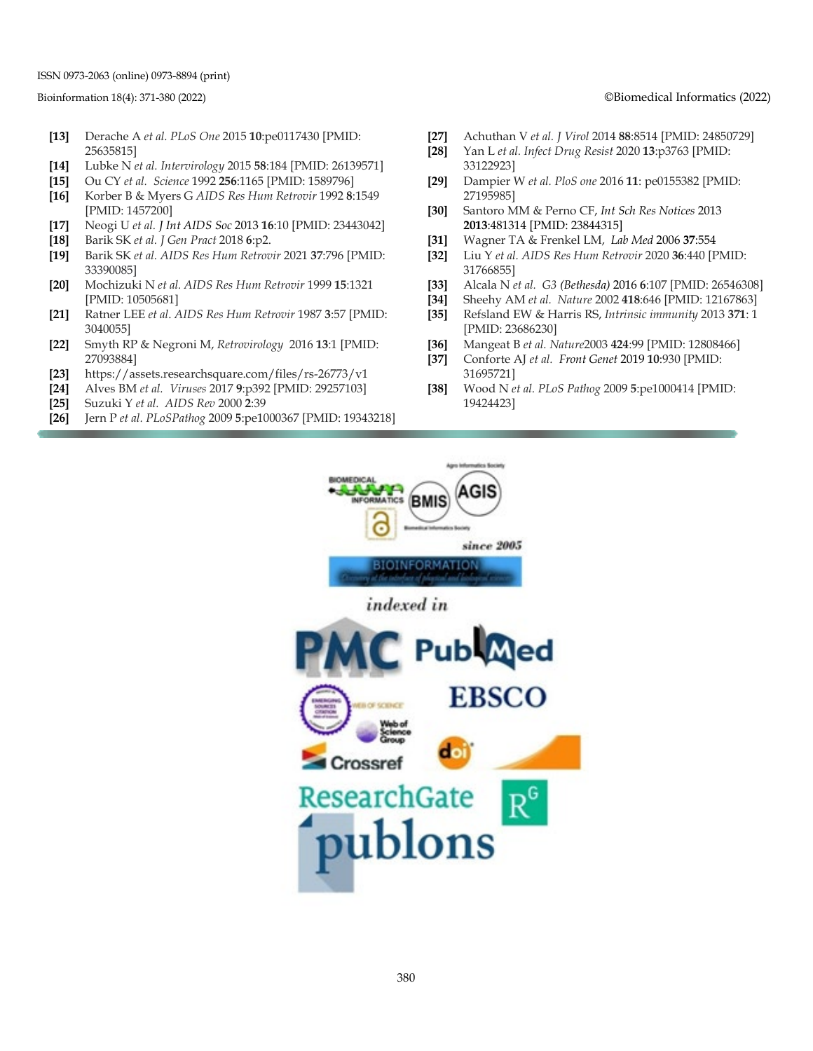[13] Derache A *et al. PLoS One* 2015 **10**:pe0117430 [PMID: 25635815]
[14] Lubke N *et al. Intervirology* 2015 **58**:184 [PMID: 26139571]
[15] Ou CY *et al. Science* 1992 **256**:1165 [PMID: 1589796]
[16] Korber B & Myers G *AIDS Res Hum Retrovir* 1992 **8**:1549 [PMID: 1457200]
[17] Neogi U *et al. J Int AIDS Soc* 2013 **16**:10 [PMID: 23443042]
[18] Barik SK *et al. J Gen Pract* 2018 **6**:p2.
[19] Barik SK *et al. AIDS Res Hum Retrovir* 2021 **37**:796 [PMID: 33390085]
[20] Mochizuki N *et al. AIDS Res Hum Retrovir* 1999 **15**:1321 [PMID: 10505681]
[21] Ratner LEE *et al. AIDS Res Hum Retrovir* 1987 **3**:57 [PMID: 3040055]
[22] Smyth RP & Negroni M, *Retrovirology* 2016 **13**:1 [PMID: 27093884]
[23] https://assets.researchsquare.com/files/rs-26773/v1
[24] Alves BM *et al. Viruses* 2017 **9**:p392 [PMID: 29257103]
[25] Suzuki Y *et al. AIDS Rev* 2000 **2**:39
[26] Jern P *et al. PLoSPathog* 2009 **5**:pe1000367 [PMID: 19343218]
[27] Achuthan V *et al. J Virol* 2014 **88**:8514 [PMID: 24850729]
[28] Yan L *et al. Infect Drug Resist* 2020 **13**:p3763 [PMID: 33122923]
[29] Dampier W *et al. PloS one* 2016 **11**: pe0155382 [PMID: 27195985]
[30] Santoro MM & Perno CF, *Int Sch Res Notices* 2013 **2013**:481314 [PMID: 23844315]
[31] Wagner TA & Frenkel LM, *Lab Med* 2006 **37**:554
[32] Liu Y *et al. AIDS Res Hum Retrovir* 2020 **36**:440 [PMID: 31766855]
[33] Alcala N *et al. G3 (Bethesda)* 2016 **6**:107 [PMID: 26546308]
[34] Sheehy AM *et al. Nature* 2002 **418**:646 [PMID: 12167863]
[35] Refsland EW & Harris RS, *Intrinsic immunity* 2013 **371**: 1 [PMID: 23686230]
[36] Mangeat B *et al. Nature*2003 **424**:99 [PMID: 12808466]
[37] Conforte AJ *et al. Front Genet* 2019 **10**:930 [PMID: 31695721]
[38] Wood N *et al. PLoS Pathog* 2009 **5**:pe1000414 [PMID: 19424423]